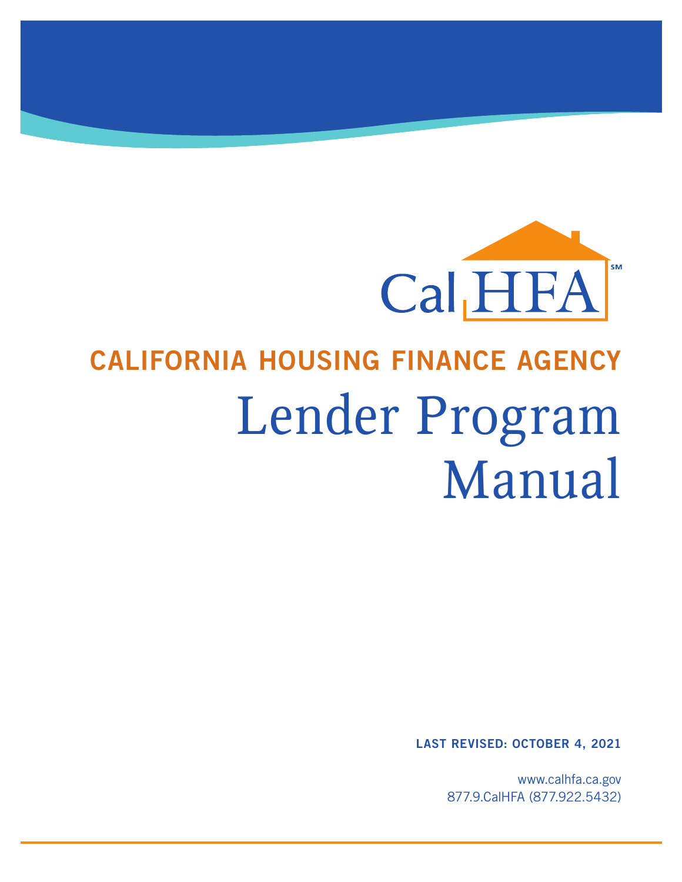CalHFA℠

## CALIFORNIA HOUSING FINANCE AGENCY

# Lender Program Manual

**LAST REVISED: OCTOBER 4, 2021**

www.calhfa.ca.gov
877.9.CalHFA (877.922.5432)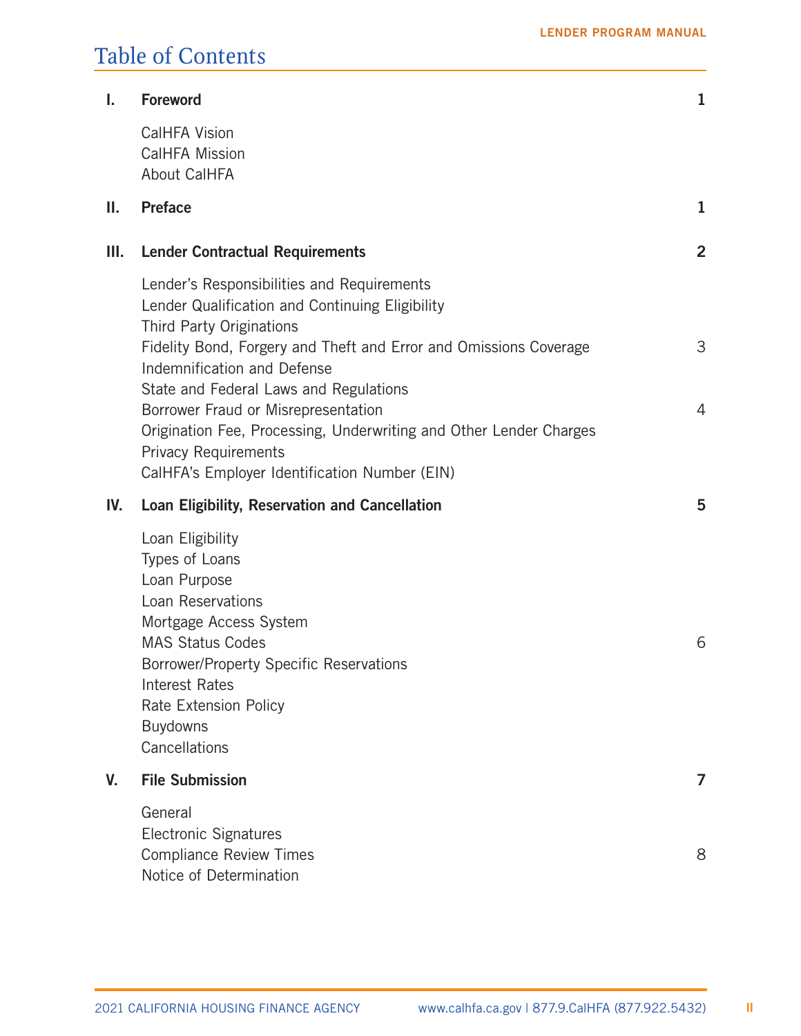# Table of Contents

| | | |
|---|---|---|
| **I.** | **Foreword** | **1** |
| | CalHFA Vision | |
| | CalHFA Mission | |
| | About CalHFA | |
| **II.** | **Preface** | **1** |
| **III.** | **Lender Contractual Requirements** | **2** |
| | Lender's Responsibilities and Requirements | |
| | Lender Qualification and Continuing Eligibility | |
| | Third Party Originations | |
| | Fidelity Bond, Forgery and Theft and Error and Omissions Coverage | 3 |
| | Indemnification and Defense | |
| | State and Federal Laws and Regulations | |
| | Borrower Fraud or Misrepresentation | 4 |
| | Origination Fee, Processing, Underwriting and Other Lender Charges | |
| | Privacy Requirements | |
| | CalHFA's Employer Identification Number (EIN) | |
| **IV.** | **Loan Eligibility, Reservation and Cancellation** | **5** |
| | Loan Eligibility | |
| | Types of Loans | |
| | Loan Purpose | |
| | Loan Reservations | |
| | Mortgage Access System | |
| | MAS Status Codes | 6 |
| | Borrower/Property Specific Reservations | |
| | Interest Rates | |
| | Rate Extension Policy | |
| | Buydowns | |
| | Cancellations | |
| **V.** | **File Submission** | **7** |
| | General | |
| | Electronic Signatures | |
| | Compliance Review Times | 8 |
| | Notice of Determination | |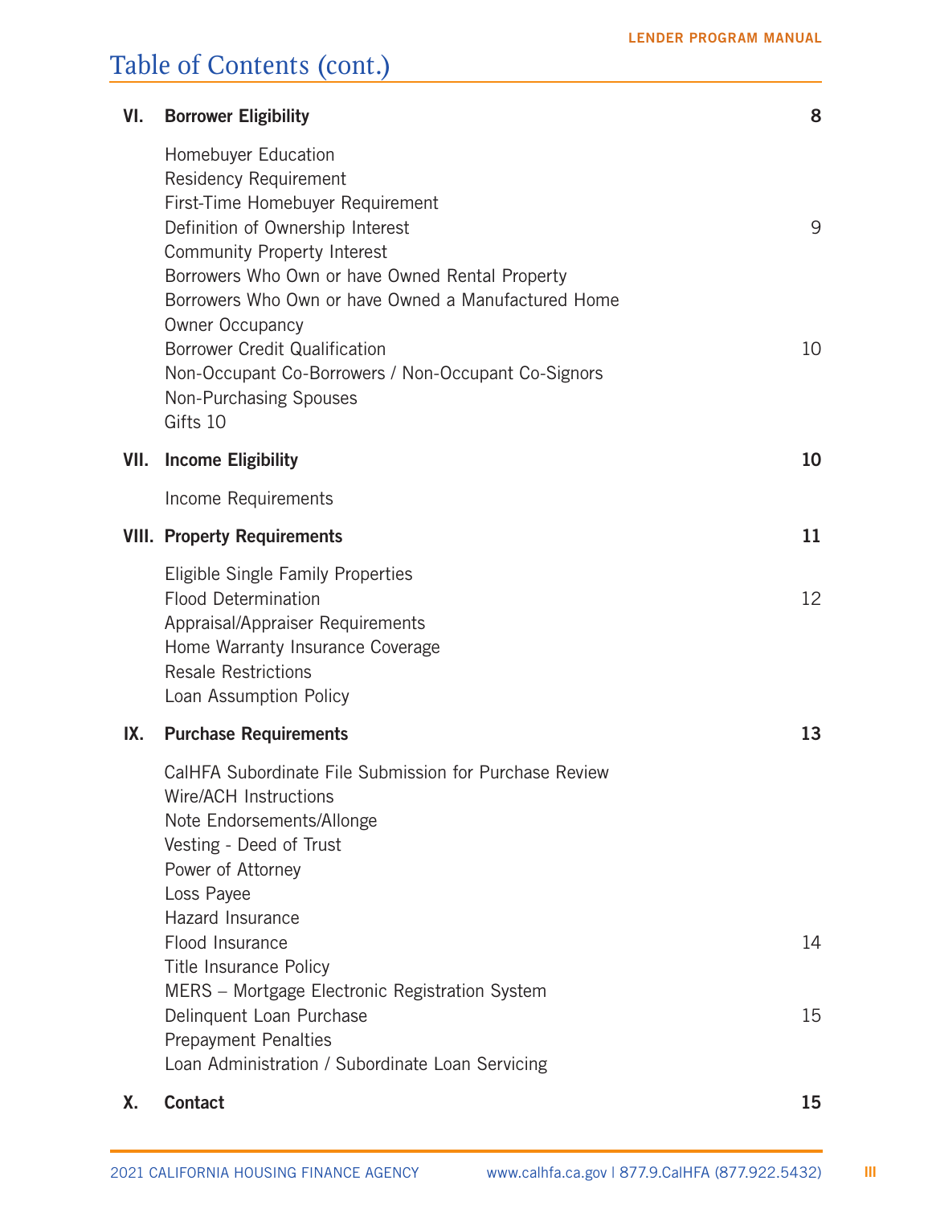# Table of Contents (cont.)

| | | |
|---|---|---|
| **VI.** | **Borrower Eligibility** | **8** |
| | Homebuyer Education | |
| | Residency Requirement | |
| | First-Time Homebuyer Requirement | |
| | Definition of Ownership Interest | 9 |
| | Community Property Interest | |
| | Borrowers Who Own or have Owned Rental Property | |
| | Borrowers Who Own or have Owned a Manufactured Home | |
| | Owner Occupancy | |
| | Borrower Credit Qualification | 10 |
| | Non-Occupant Co-Borrowers / Non-Occupant Co-Signors | |
| | Non-Purchasing Spouses | |
| | Gifts 10 | |
| **VII.** | **Income Eligibility** | **10** |
| | Income Requirements | |
| **VIII.** | **Property Requirements** | **11** |
| | Eligible Single Family Properties | |
| | Flood Determination | 12 |
| | Appraisal/Appraiser Requirements | |
| | Home Warranty Insurance Coverage | |
| | Resale Restrictions | |
| | Loan Assumption Policy | |
| **IX.** | **Purchase Requirements** | **13** |
| | CalHFA Subordinate File Submission for Purchase Review | |
| | Wire/ACH Instructions | |
| | Note Endorsements/Allonge | |
| | Vesting - Deed of Trust | |
| | Power of Attorney | |
| | Loss Payee | |
| | Hazard Insurance | |
| | Flood Insurance | 14 |
| | Title Insurance Policy | |
| | MERS – Mortgage Electronic Registration System | |
| | Delinquent Loan Purchase | 15 |
| | Prepayment Penalties | |
| | Loan Administration / Subordinate Loan Servicing | |
| **X.** | **Contact** | **15** |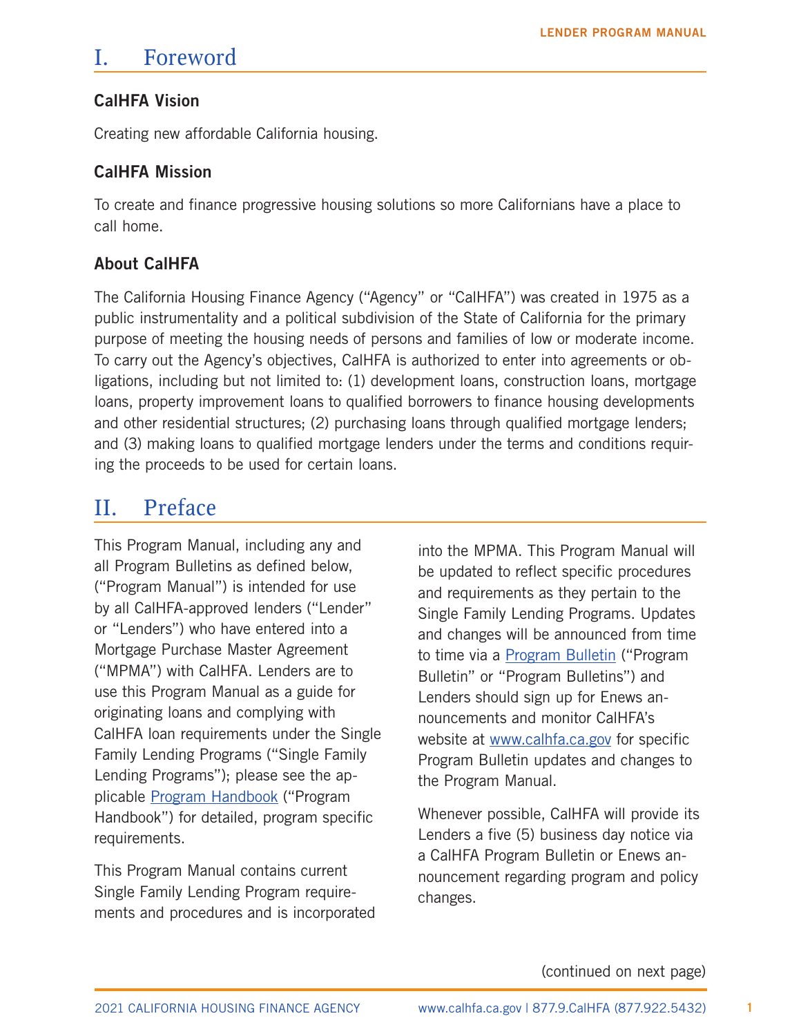# I. Foreword

### CalHFA Vision

Creating new affordable California housing.

### CalHFA Mission

To create and finance progressive housing solutions so more Californians have a place to call home.

### About CalHFA

The California Housing Finance Agency ("Agency" or "CalHFA") was created in 1975 as a public instrumentality and a political subdivision of the State of California for the primary purpose of meeting the housing needs of persons and families of low or moderate income. To carry out the Agency's objectives, CalHFA is authorized to enter into agreements or obligations, including but not limited to: (1) development loans, construction loans, mortgage loans, property improvement loans to qualified borrowers to finance housing developments and other residential structures; (2) purchasing loans through qualified mortgage lenders; and (3) making loans to qualified mortgage lenders under the terms and conditions requiring the proceeds to be used for certain loans.

# II. Preface

This Program Manual, including any and all Program Bulletins as defined below, ("Program Manual") is intended for use by all CalHFA-approved lenders ("Lender" or "Lenders") who have entered into a Mortgage Purchase Master Agreement ("MPMA") with CalHFA. Lenders are to use this Program Manual as a guide for originating loans and complying with CalHFA loan requirements under the Single Family Lending Programs ("Single Family Lending Programs"); please see the applicable Program Handbook ("Program Handbook") for detailed, program specific requirements.

This Program Manual contains current Single Family Lending Program requirements and procedures and is incorporated into the MPMA. This Program Manual will be updated to reflect specific procedures and requirements as they pertain to the Single Family Lending Programs. Updates and changes will be announced from time to time via a Program Bulletin ("Program Bulletin" or "Program Bulletins") and Lenders should sign up for Enews announcements and monitor CalHFA's website at www.calhfa.ca.gov for specific Program Bulletin updates and changes to the Program Manual.

Whenever possible, CalHFA will provide its Lenders a five (5) business day notice via a CalHFA Program Bulletin or Enews announcement regarding program and policy changes.

(continued on next page)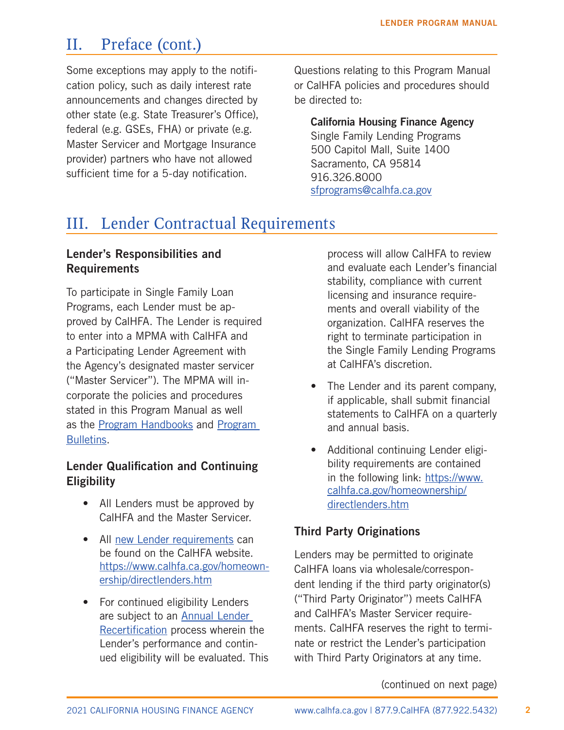## II. Preface (cont.)

Some exceptions may apply to the notification policy, such as daily interest rate announcements and changes directed by other state (e.g. State Treasurer's Office), federal (e.g. GSEs, FHA) or private (e.g. Master Servicer and Mortgage Insurance provider) partners who have not allowed sufficient time for a 5-day notification.

Questions relating to this Program Manual or CalHFA policies and procedures should be directed to:

**California Housing Finance Agency**
Single Family Lending Programs
500 Capitol Mall, Suite 1400
Sacramento, CA 95814
916.326.8000
sfprograms@calhfa.ca.gov

## III. Lender Contractual Requirements

### Lender's Responsibilities and Requirements

To participate in Single Family Loan Programs, each Lender must be approved by CalHFA. The Lender is required to enter into a MPMA with CalHFA and a Participating Lender Agreement with the Agency's designated master servicer ("Master Servicer"). The MPMA will incorporate the policies and procedures stated in this Program Manual as well as the Program Handbooks and Program Bulletins.

### Lender Qualification and Continuing Eligibility

- All Lenders must be approved by CalHFA and the Master Servicer.
- All new Lender requirements can be found on the CalHFA website. https://www.calhfa.ca.gov/homeownership/directlenders.htm
- For continued eligibility Lenders are subject to an Annual Lender Recertification process wherein the Lender's performance and continued eligibility will be evaluated. This process will allow CalHFA to review and evaluate each Lender's financial stability, compliance with current licensing and insurance requirements and overall viability of the organization. CalHFA reserves the right to terminate participation in the Single Family Lending Programs at CalHFA's discretion.
- The Lender and its parent company, if applicable, shall submit financial statements to CalHFA on a quarterly and annual basis.
- Additional continuing Lender eligibility requirements are contained in the following link: https://www.calhfa.ca.gov/homeownership/directlenders.htm

### Third Party Originations

Lenders may be permitted to originate CalHFA loans via wholesale/correspondent lending if the third party originator(s) ("Third Party Originator") meets CalHFA and CalHFA's Master Servicer requirements. CalHFA reserves the right to terminate or restrict the Lender's participation with Third Party Originators at any time.

(continued on next page)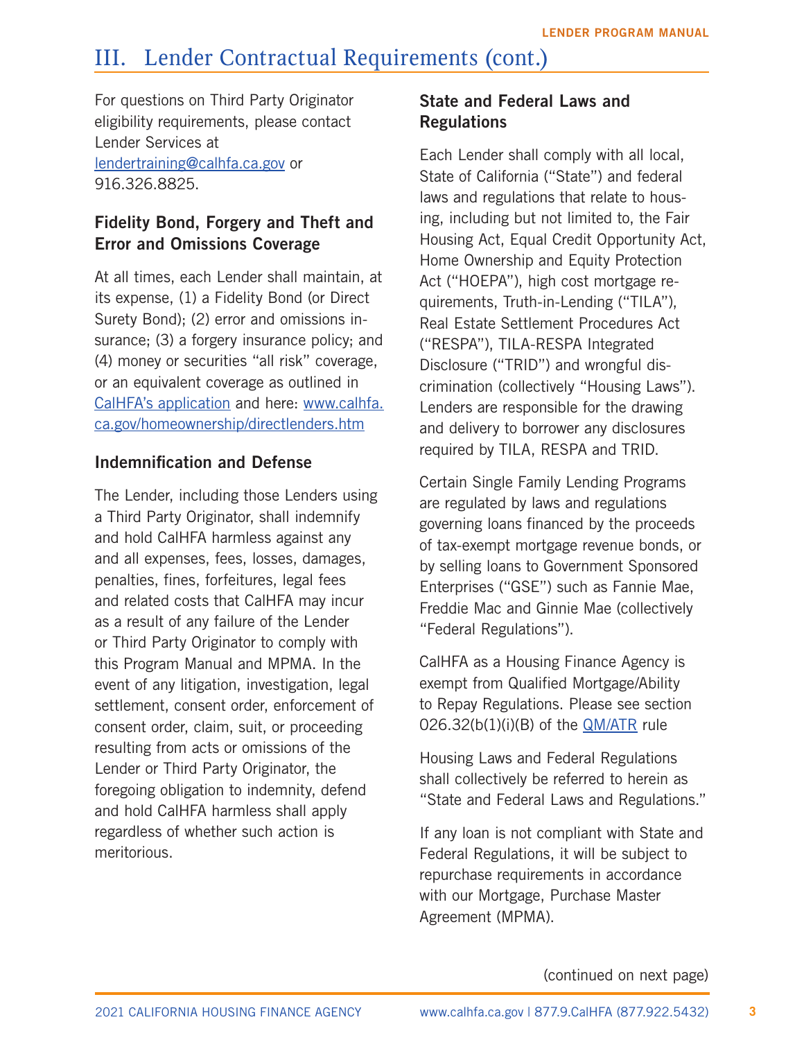# III. Lender Contractual Requirements (cont.)

For questions on Third Party Originator eligibility requirements, please contact Lender Services at lendertraining@calhfa.ca.gov or 916.326.8825.

### Fidelity Bond, Forgery and Theft and Error and Omissions Coverage

At all times, each Lender shall maintain, at its expense, (1) a Fidelity Bond (or Direct Surety Bond); (2) error and omissions insurance; (3) a forgery insurance policy; and (4) money or securities "all risk" coverage, or an equivalent coverage as outlined in CalHFA's application and here: www.calhfa.ca.gov/homeownership/directlenders.htm

### Indemnification and Defense

The Lender, including those Lenders using a Third Party Originator, shall indemnify and hold CalHFA harmless against any and all expenses, fees, losses, damages, penalties, fines, forfeitures, legal fees and related costs that CalHFA may incur as a result of any failure of the Lender or Third Party Originator to comply with this Program Manual and MPMA. In the event of any litigation, investigation, legal settlement, consent order, enforcement of consent order, claim, suit, or proceeding resulting from acts or omissions of the Lender or Third Party Originator, the foregoing obligation to indemnity, defend and hold CalHFA harmless shall apply regardless of whether such action is meritorious.

### State and Federal Laws and Regulations

Each Lender shall comply with all local, State of California ("State") and federal laws and regulations that relate to housing, including but not limited to, the Fair Housing Act, Equal Credit Opportunity Act, Home Ownership and Equity Protection Act ("HOEPA"), high cost mortgage requirements, Truth-in-Lending ("TILA"), Real Estate Settlement Procedures Act ("RESPA"), TILA-RESPA Integrated Disclosure ("TRID") and wrongful discrimination (collectively "Housing Laws"). Lenders are responsible for the drawing and delivery to borrower any disclosures required by TILA, RESPA and TRID.

Certain Single Family Lending Programs are regulated by laws and regulations governing loans financed by the proceeds of tax-exempt mortgage revenue bonds, or by selling loans to Government Sponsored Enterprises ("GSE") such as Fannie Mae, Freddie Mac and Ginnie Mae (collectively "Federal Regulations").

CalHFA as a Housing Finance Agency is exempt from Qualified Mortgage/Ability to Repay Regulations. Please see section 026.32(b(1)(i)(B) of the QM/ATR rule

Housing Laws and Federal Regulations shall collectively be referred to herein as "State and Federal Laws and Regulations."

If any loan is not compliant with State and Federal Regulations, it will be subject to repurchase requirements in accordance with our Mortgage, Purchase Master Agreement (MPMA).

(continued on next page)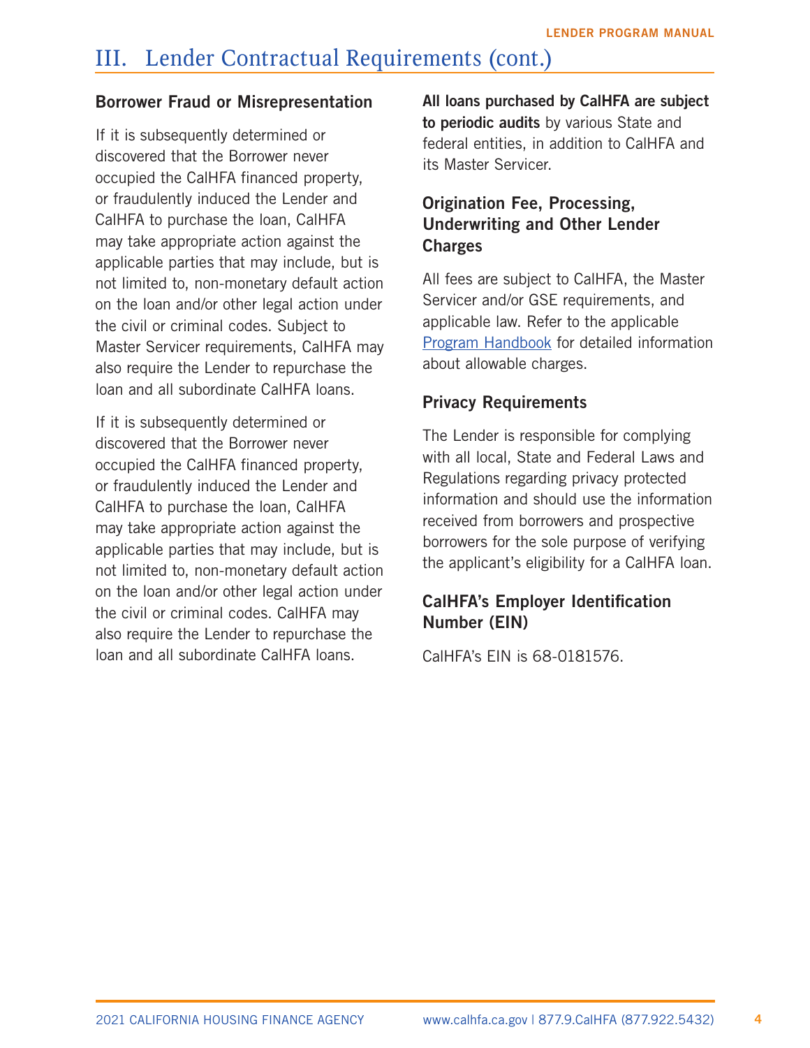# III. Lender Contractual Requirements (cont.)

### Borrower Fraud or Misrepresentation

If it is subsequently determined or discovered that the Borrower never occupied the CalHFA financed property, or fraudulently induced the Lender and CalHFA to purchase the loan, CalHFA may take appropriate action against the applicable parties that may include, but is not limited to, non-monetary default action on the loan and/or other legal action under the civil or criminal codes. Subject to Master Servicer requirements, CalHFA may also require the Lender to repurchase the loan and all subordinate CalHFA loans.

If it is subsequently determined or discovered that the Borrower never occupied the CalHFA financed property, or fraudulently induced the Lender and CalHFA to purchase the loan, CalHFA may take appropriate action against the applicable parties that may include, but is not limited to, non-monetary default action on the loan and/or other legal action under the civil or criminal codes. CalHFA may also require the Lender to repurchase the loan and all subordinate CalHFA loans.

**All loans purchased by CalHFA are subject to periodic audits** by various State and federal entities, in addition to CalHFA and its Master Servicer.

### Origination Fee, Processing, Underwriting and Other Lender Charges

All fees are subject to CalHFA, the Master Servicer and/or GSE requirements, and applicable law. Refer to the applicable Program Handbook for detailed information about allowable charges.

### Privacy Requirements

The Lender is responsible for complying with all local, State and Federal Laws and Regulations regarding privacy protected information and should use the information received from borrowers and prospective borrowers for the sole purpose of verifying the applicant's eligibility for a CalHFA loan.

### CalHFA's Employer Identification Number (EIN)

CalHFA's EIN is 68-0181576.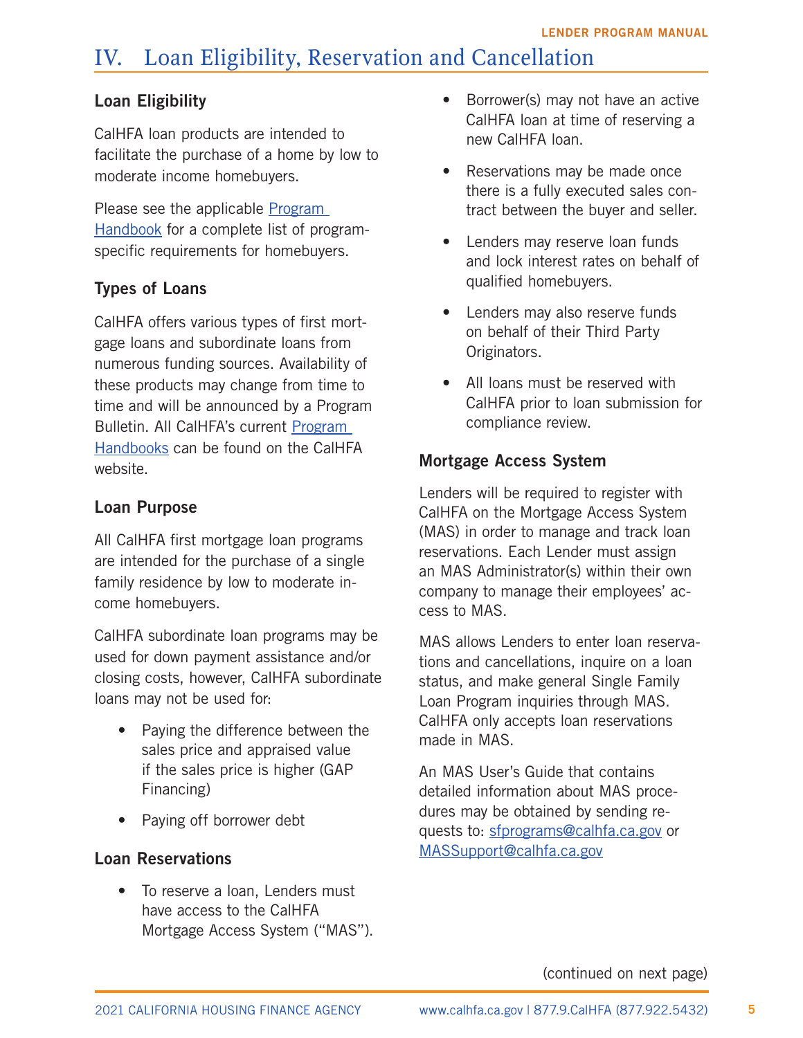# IV. Loan Eligibility, Reservation and Cancellation

## Loan Eligibility

CalHFA loan products are intended to facilitate the purchase of a home by low to moderate income homebuyers.

Please see the applicable Program Handbook for a complete list of program-specific requirements for homebuyers.

## Types of Loans

CalHFA offers various types of first mortgage loans and subordinate loans from numerous funding sources. Availability of these products may change from time to time and will be announced by a Program Bulletin. All CalHFA's current Program Handbooks can be found on the CalHFA website.

## Loan Purpose

All CalHFA first mortgage loan programs are intended for the purchase of a single family residence by low to moderate income homebuyers.

CalHFA subordinate loan programs may be used for down payment assistance and/or closing costs, however, CalHFA subordinate loans may not be used for:

- Paying the difference between the sales price and appraised value if the sales price is higher (GAP Financing)
- Paying off borrower debt

## Loan Reservations

- To reserve a loan, Lenders must have access to the CalHFA Mortgage Access System ("MAS").
- Borrower(s) may not have an active CalHFA loan at time of reserving a new CalHFA loan.
- Reservations may be made once there is a fully executed sales contract between the buyer and seller.
- Lenders may reserve loan funds and lock interest rates on behalf of qualified homebuyers.
- Lenders may also reserve funds on behalf of their Third Party Originators.
- All loans must be reserved with CalHFA prior to loan submission for compliance review.

## Mortgage Access System

Lenders will be required to register with CalHFA on the Mortgage Access System (MAS) in order to manage and track loan reservations. Each Lender must assign an MAS Administrator(s) within their own company to manage their employees' access to MAS.

MAS allows Lenders to enter loan reservations and cancellations, inquire on a loan status, and make general Single Family Loan Program inquiries through MAS. CalHFA only accepts loan reservations made in MAS.

An MAS User's Guide that contains detailed information about MAS procedures may be obtained by sending requests to: sfprograms@calhfa.ca.gov or MASSupport@calhfa.ca.gov

(continued on next page)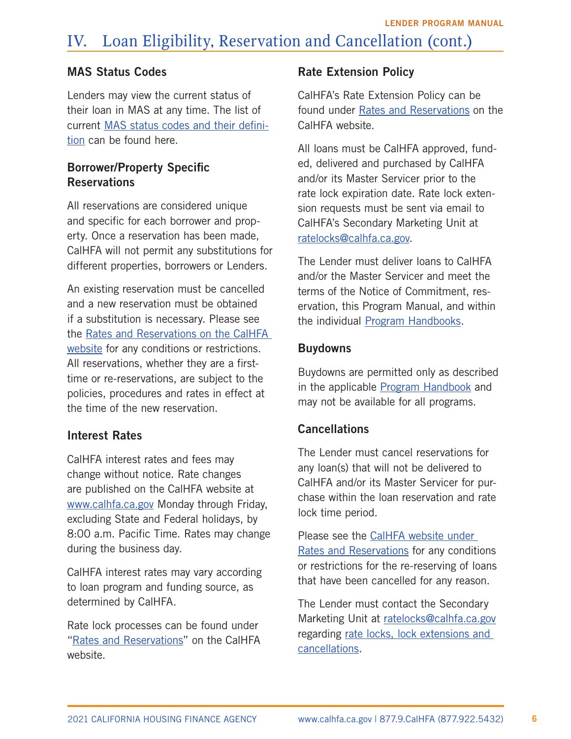# IV. Loan Eligibility, Reservation and Cancellation (cont.)

### MAS Status Codes

Lenders may view the current status of their loan in MAS at any time. The list of current MAS status codes and their definition can be found here.

### Borrower/Property Specific Reservations

All reservations are considered unique and specific for each borrower and property. Once a reservation has been made, CalHFA will not permit any substitutions for different properties, borrowers or Lenders.

An existing reservation must be cancelled and a new reservation must be obtained if a substitution is necessary. Please see the Rates and Reservations on the CalHFA website for any conditions or restrictions. All reservations, whether they are a first-time or re-reservations, are subject to the policies, procedures and rates in effect at the time of the new reservation.

### Interest Rates

CalHFA interest rates and fees may change without notice. Rate changes are published on the CalHFA website at www.calhfa.ca.gov Monday through Friday, excluding State and Federal holidays, by 8:00 a.m. Pacific Time. Rates may change during the business day.

CalHFA interest rates may vary according to loan program and funding source, as determined by CalHFA.

Rate lock processes can be found under "Rates and Reservations" on the CalHFA website.

### Rate Extension Policy

CalHFA's Rate Extension Policy can be found under Rates and Reservations on the CalHFA website.

All loans must be CalHFA approved, funded, delivered and purchased by CalHFA and/or its Master Servicer prior to the rate lock expiration date. Rate lock extension requests must be sent via email to CalHFA's Secondary Marketing Unit at ratelocks@calhfa.ca.gov.

The Lender must deliver loans to CalHFA and/or the Master Servicer and meet the terms of the Notice of Commitment, reservation, this Program Manual, and within the individual Program Handbooks.

### Buydowns

Buydowns are permitted only as described in the applicable Program Handbook and may not be available for all programs.

### Cancellations

The Lender must cancel reservations for any loan(s) that will not be delivered to CalHFA and/or its Master Servicer for purchase within the loan reservation and rate lock time period.

Please see the CalHFA website under Rates and Reservations for any conditions or restrictions for the re-reserving of loans that have been cancelled for any reason.

The Lender must contact the Secondary Marketing Unit at ratelocks@calhfa.ca.gov regarding rate locks, lock extensions and cancellations.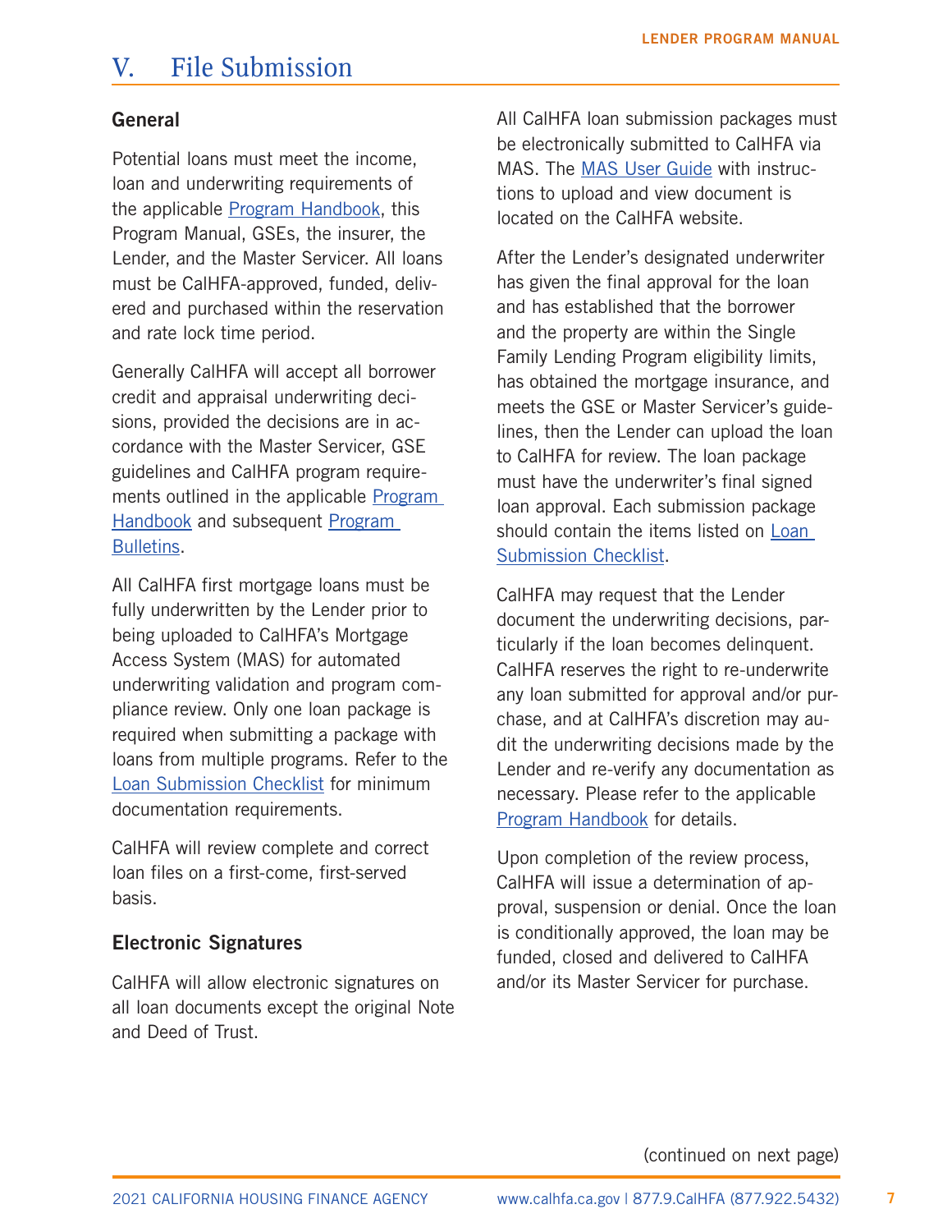# V. File Submission

## General

Potential loans must meet the income, loan and underwriting requirements of the applicable Program Handbook, this Program Manual, GSEs, the insurer, the Lender, and the Master Servicer. All loans must be CalHFA-approved, funded, delivered and purchased within the reservation and rate lock time period.

Generally CalHFA will accept all borrower credit and appraisal underwriting decisions, provided the decisions are in accordance with the Master Servicer, GSE guidelines and CalHFA program requirements outlined in the applicable Program Handbook and subsequent Program Bulletins.

All CalHFA first mortgage loans must be fully underwritten by the Lender prior to being uploaded to CalHFA's Mortgage Access System (MAS) for automated underwriting validation and program compliance review. Only one loan package is required when submitting a package with loans from multiple programs. Refer to the Loan Submission Checklist for minimum documentation requirements.

CalHFA will review complete and correct loan files on a first-come, first-served basis.

## Electronic Signatures

CalHFA will allow electronic signatures on all loan documents except the original Note and Deed of Trust.

All CalHFA loan submission packages must be electronically submitted to CalHFA via MAS. The MAS User Guide with instructions to upload and view document is located on the CalHFA website.

After the Lender's designated underwriter has given the final approval for the loan and has established that the borrower and the property are within the Single Family Lending Program eligibility limits, has obtained the mortgage insurance, and meets the GSE or Master Servicer's guidelines, then the Lender can upload the loan to CalHFA for review. The loan package must have the underwriter's final signed loan approval. Each submission package should contain the items listed on Loan Submission Checklist.

CalHFA may request that the Lender document the underwriting decisions, particularly if the loan becomes delinquent. CalHFA reserves the right to re-underwrite any loan submitted for approval and/or purchase, and at CalHFA's discretion may audit the underwriting decisions made by the Lender and re-verify any documentation as necessary. Please refer to the applicable Program Handbook for details.

Upon completion of the review process, CalHFA will issue a determination of approval, suspension or denial. Once the loan is conditionally approved, the loan may be funded, closed and delivered to CalHFA and/or its Master Servicer for purchase.

(continued on next page)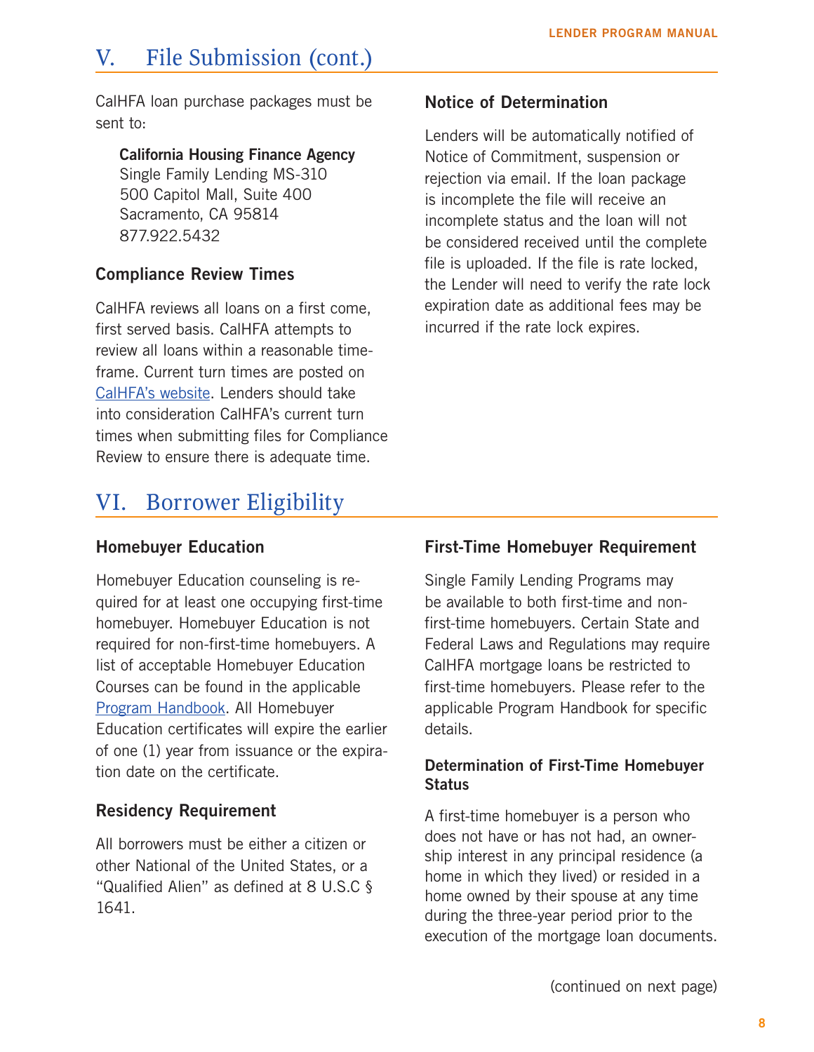## V. File Submission (cont.)

CalHFA loan purchase packages must be sent to:

**California Housing Finance Agency**
Single Family Lending MS-310
500 Capitol Mall, Suite 400
Sacramento, CA 95814
877.922.5432

### Compliance Review Times

CalHFA reviews all loans on a first come, first served basis. CalHFA attempts to review all loans within a reasonable time-frame. Current turn times are posted on CalHFA's website. Lenders should take into consideration CalHFA's current turn times when submitting files for Compliance Review to ensure there is adequate time.

### Notice of Determination

Lenders will be automatically notified of Notice of Commitment, suspension or rejection via email. If the loan package is incomplete the file will receive an incomplete status and the loan will not be considered received until the complete file is uploaded. If the file is rate locked, the Lender will need to verify the rate lock expiration date as additional fees may be incurred if the rate lock expires.

## VI. Borrower Eligibility

### Homebuyer Education

Homebuyer Education counseling is required for at least one occupying first-time homebuyer. Homebuyer Education is not required for non-first-time homebuyers. A list of acceptable Homebuyer Education Courses can be found in the applicable Program Handbook. All Homebuyer Education certificates will expire the earlier of one (1) year from issuance or the expiration date on the certificate.

### Residency Requirement

All borrowers must be either a citizen or other National of the United States, or a "Qualified Alien" as defined at 8 U.S.C § 1641.

### First-Time Homebuyer Requirement

Single Family Lending Programs may be available to both first-time and non-first-time homebuyers. Certain State and Federal Laws and Regulations may require CalHFA mortgage loans be restricted to first-time homebuyers. Please refer to the applicable Program Handbook for specific details.

#### Determination of First-Time Homebuyer Status

A first-time homebuyer is a person who does not have or has not had, an ownership interest in any principal residence (a home in which they lived) or resided in a home owned by their spouse at any time during the three-year period prior to the execution of the mortgage loan documents.

(continued on next page)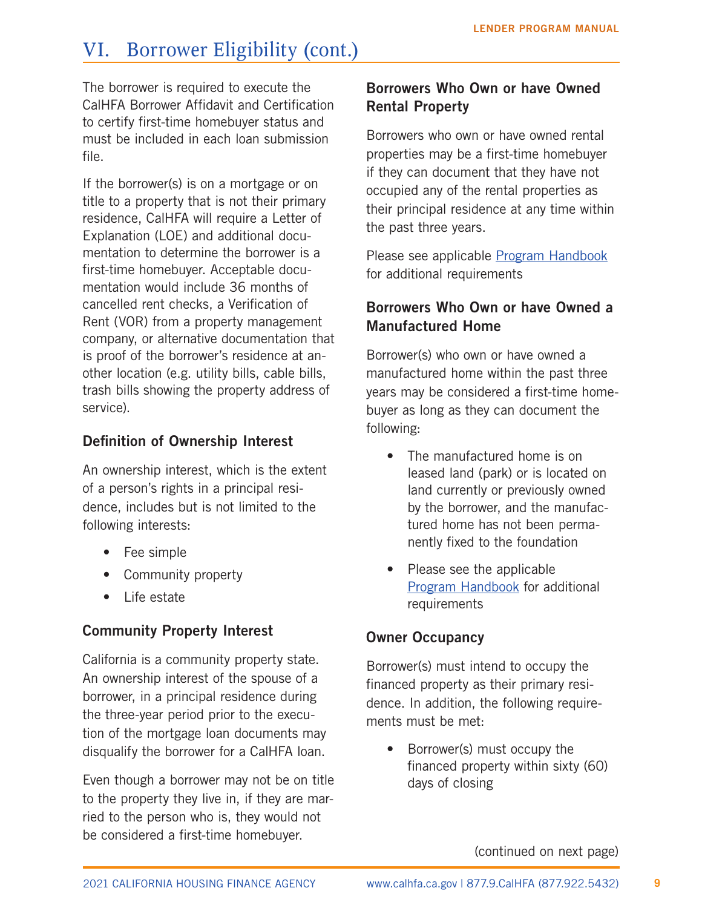## VI. Borrower Eligibility (cont.)

The borrower is required to execute the CalHFA Borrower Affidavit and Certification to certify first-time homebuyer status and must be included in each loan submission file.

If the borrower(s) is on a mortgage or on title to a property that is not their primary residence, CalHFA will require a Letter of Explanation (LOE) and additional documentation to determine the borrower is a first-time homebuyer. Acceptable documentation would include 36 months of cancelled rent checks, a Verification of Rent (VOR) from a property management company, or alternative documentation that is proof of the borrower's residence at another location (e.g. utility bills, cable bills, trash bills showing the property address of service).

### Definition of Ownership Interest

An ownership interest, which is the extent of a person's rights in a principal residence, includes but is not limited to the following interests:

- Fee simple
- Community property
- Life estate

### Community Property Interest

California is a community property state. An ownership interest of the spouse of a borrower, in a principal residence during the three-year period prior to the execution of the mortgage loan documents may disqualify the borrower for a CalHFA loan.

Even though a borrower may not be on title to the property they live in, if they are married to the person who is, they would not be considered a first-time homebuyer.

### Borrowers Who Own or have Owned Rental Property

Borrowers who own or have owned rental properties may be a first-time homebuyer if they can document that they have not occupied any of the rental properties as their principal residence at any time within the past three years.

Please see applicable Program Handbook for additional requirements

### Borrowers Who Own or have Owned a Manufactured Home

Borrower(s) who own or have owned a manufactured home within the past three years may be considered a first-time homebuyer as long as they can document the following:

- The manufactured home is on leased land (park) or is located on land currently or previously owned by the borrower, and the manufactured home has not been permanently fixed to the foundation
- Please see the applicable Program Handbook for additional requirements

### Owner Occupancy

Borrower(s) must intend to occupy the financed property as their primary residence. In addition, the following requirements must be met:

- Borrower(s) must occupy the financed property within sixty (60) days of closing

(continued on next page)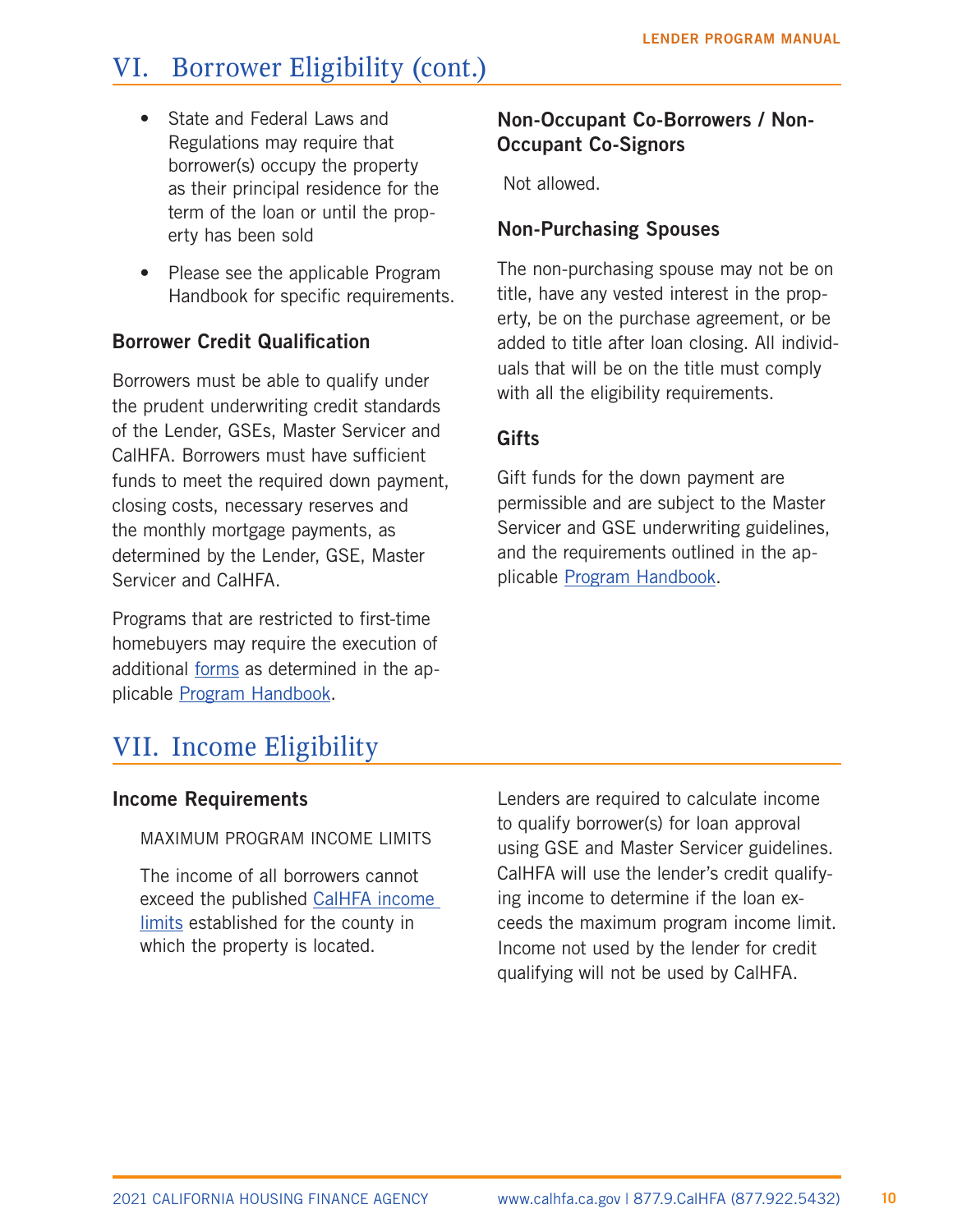# VI. Borrower Eligibility (cont.)

- State and Federal Laws and Regulations may require that borrower(s) occupy the property as their principal residence for the term of the loan or until the property has been sold
- Please see the applicable Program Handbook for specific requirements.

### Borrower Credit Qualification

Borrowers must be able to qualify under the prudent underwriting credit standards of the Lender, GSEs, Master Servicer and CalHFA. Borrowers must have sufficient funds to meet the required down payment, closing costs, necessary reserves and the monthly mortgage payments, as determined by the Lender, GSE, Master Servicer and CalHFA.

Programs that are restricted to first-time homebuyers may require the execution of additional forms as determined in the applicable Program Handbook.

### Non-Occupant Co-Borrowers / Non-Occupant Co-Signors

Not allowed.

### Non-Purchasing Spouses

The non-purchasing spouse may not be on title, have any vested interest in the property, be on the purchase agreement, or be added to title after loan closing. All individuals that will be on the title must comply with all the eligibility requirements.

### Gifts

Gift funds for the down payment are permissible and are subject to the Master Servicer and GSE underwriting guidelines, and the requirements outlined in the applicable Program Handbook.

# VII. Income Eligibility

### Income Requirements

MAXIMUM PROGRAM INCOME LIMITS

The income of all borrowers cannot exceed the published CalHFA income limits established for the county in which the property is located.

Lenders are required to calculate income to qualify borrower(s) for loan approval using GSE and Master Servicer guidelines. CalHFA will use the lender's credit qualifying income to determine if the loan exceeds the maximum program income limit. Income not used by the lender for credit qualifying will not be used by CalHFA.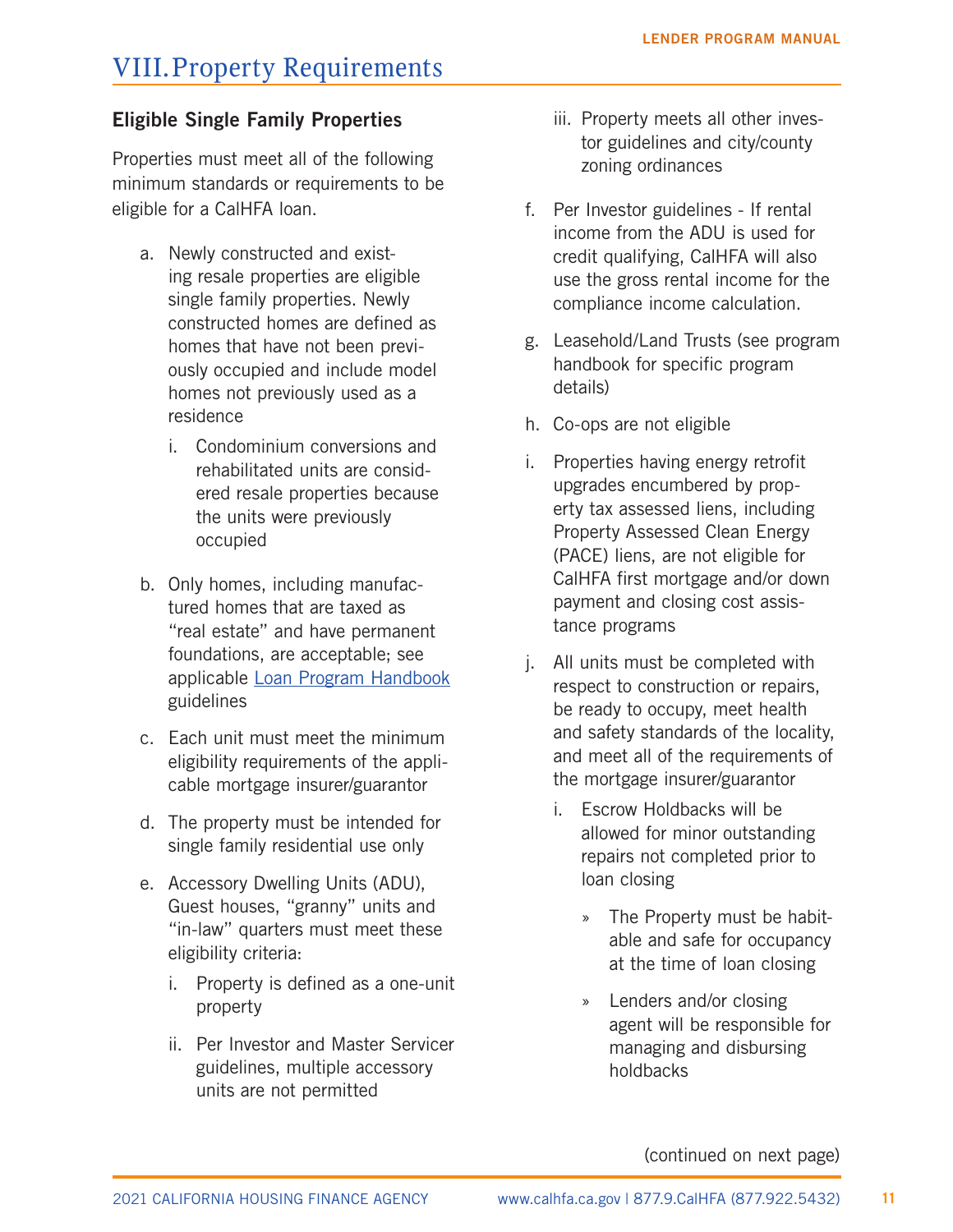# VIII. Property Requirements

### Eligible Single Family Properties

Properties must meet all of the following minimum standards or requirements to be eligible for a CalHFA loan.

a. Newly constructed and existing resale properties are eligible single family properties. Newly constructed homes are defined as homes that have not been previously occupied and include model homes not previously used as a residence

   i. Condominium conversions and rehabilitated units are considered resale properties because the units were previously occupied

b. Only homes, including manufactured homes that are taxed as "real estate" and have permanent foundations, are acceptable; see applicable Loan Program Handbook guidelines

c. Each unit must meet the minimum eligibility requirements of the applicable mortgage insurer/guarantor

d. The property must be intended for single family residential use only

e. Accessory Dwelling Units (ADU), Guest houses, "granny" units and "in-law" quarters must meet these eligibility criteria:

   i. Property is defined as a one-unit property

   ii. Per Investor and Master Servicer guidelines, multiple accessory units are not permitted

   iii. Property meets all other investor guidelines and city/county zoning ordinances

f. Per Investor guidelines - If rental income from the ADU is used for credit qualifying, CalHFA will also use the gross rental income for the compliance income calculation.

g. Leasehold/Land Trusts (see program handbook for specific program details)

h. Co-ops are not eligible

i. Properties having energy retrofit upgrades encumbered by property tax assessed liens, including Property Assessed Clean Energy (PACE) liens, are not eligible for CalHFA first mortgage and/or down payment and closing cost assistance programs

j. All units must be completed with respect to construction or repairs, be ready to occupy, meet health and safety standards of the locality, and meet all of the requirements of the mortgage insurer/guarantor

   i. Escrow Holdbacks will be allowed for minor outstanding repairs not completed prior to loan closing

      » The Property must be habitable and safe for occupancy at the time of loan closing

      » Lenders and/or closing agent will be responsible for managing and disbursing holdbacks

(continued on next page)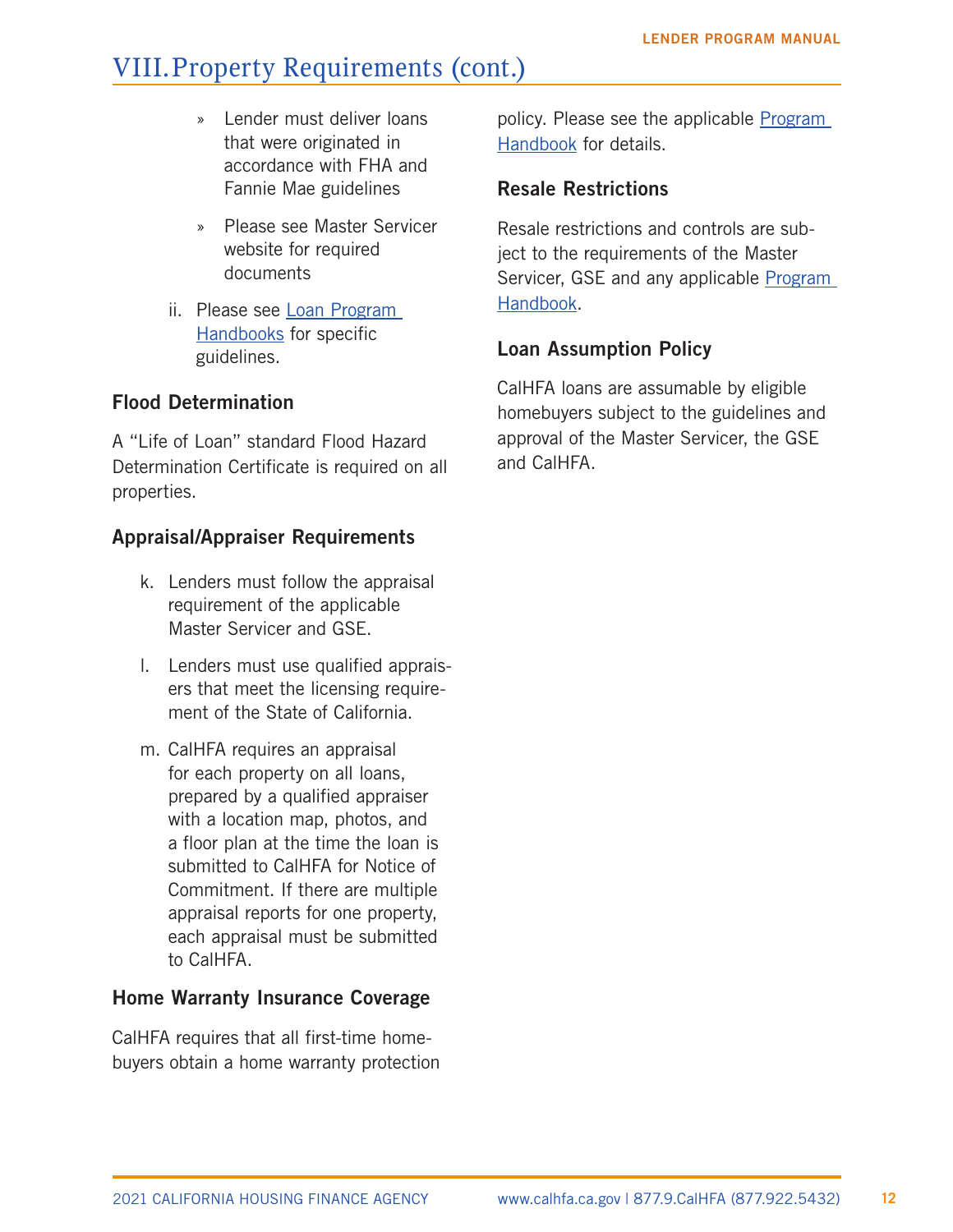## VIII. Property Requirements (cont.)

- » Lender must deliver loans that were originated in accordance with FHA and Fannie Mae guidelines
- » Please see Master Servicer website for required documents

ii. Please see Loan Program Handbooks for specific guidelines.

### Flood Determination

A "Life of Loan" standard Flood Hazard Determination Certificate is required on all properties.

### Appraisal/Appraiser Requirements

k. Lenders must follow the appraisal requirement of the applicable Master Servicer and GSE.

l. Lenders must use qualified appraisers that meet the licensing requirement of the State of California.

m. CalHFA requires an appraisal for each property on all loans, prepared by a qualified appraiser with a location map, photos, and a floor plan at the time the loan is submitted to CalHFA for Notice of Commitment. If there are multiple appraisal reports for one property, each appraisal must be submitted to CalHFA.

### Home Warranty Insurance Coverage

CalHFA requires that all first-time homebuyers obtain a home warranty protection policy. Please see the applicable Program Handbook for details.

### Resale Restrictions

Resale restrictions and controls are subject to the requirements of the Master Servicer, GSE and any applicable Program Handbook.

### Loan Assumption Policy

CalHFA loans are assumable by eligible homebuyers subject to the guidelines and approval of the Master Servicer, the GSE and CalHFA.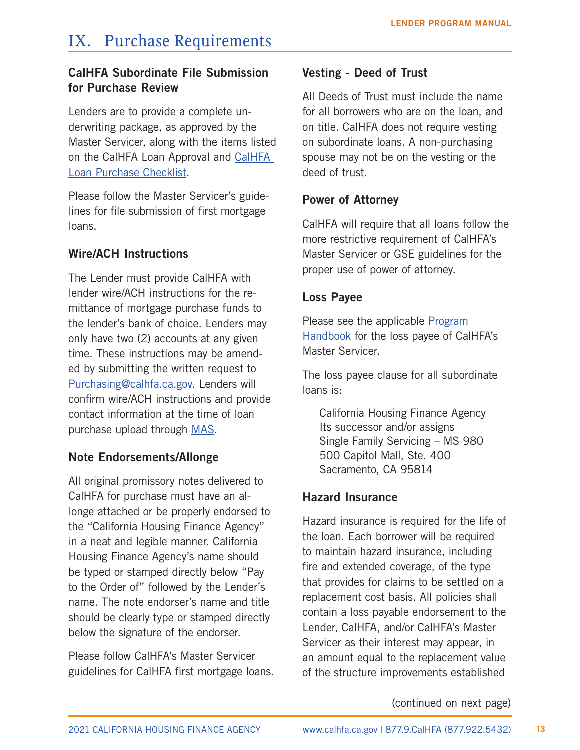# IX. Purchase Requirements

### CalHFA Subordinate File Submission for Purchase Review

Lenders are to provide a complete underwriting package, as approved by the Master Servicer, along with the items listed on the CalHFA Loan Approval and CalHFA Loan Purchase Checklist.

Please follow the Master Servicer's guidelines for file submission of first mortgage loans.

### Wire/ACH Instructions

The Lender must provide CalHFA with lender wire/ACH instructions for the remittance of mortgage purchase funds to the lender's bank of choice. Lenders may only have two (2) accounts at any given time. These instructions may be amended by submitting the written request to Purchasing@calhfa.ca.gov. Lenders will confirm wire/ACH instructions and provide contact information at the time of loan purchase upload through MAS.

### Note Endorsements/Allonge

All original promissory notes delivered to CalHFA for purchase must have an allonge attached or be properly endorsed to the "California Housing Finance Agency" in a neat and legible manner. California Housing Finance Agency's name should be typed or stamped directly below "Pay to the Order of" followed by the Lender's name. The note endorser's name and title should be clearly type or stamped directly below the signature of the endorser.

Please follow CalHFA's Master Servicer guidelines for CalHFA first mortgage loans.

### Vesting - Deed of Trust

All Deeds of Trust must include the name for all borrowers who are on the loan, and on title. CalHFA does not require vesting on subordinate loans. A non-purchasing spouse may not be on the vesting or the deed of trust.

### Power of Attorney

CalHFA will require that all loans follow the more restrictive requirement of CalHFA's Master Servicer or GSE guidelines for the proper use of power of attorney.

### Loss Payee

Please see the applicable Program Handbook for the loss payee of CalHFA's Master Servicer.

The loss payee clause for all subordinate loans is:

California Housing Finance Agency  
Its successor and/or assigns  
Single Family Servicing – MS 980  
500 Capitol Mall, Ste. 400  
Sacramento, CA 95814

### Hazard Insurance

Hazard insurance is required for the life of the loan. Each borrower will be required to maintain hazard insurance, including fire and extended coverage, of the type that provides for claims to be settled on a replacement cost basis. All policies shall contain a loss payable endorsement to the Lender, CalHFA, and/or CalHFA's Master Servicer as their interest may appear, in an amount equal to the replacement value of the structure improvements established

(continued on next page)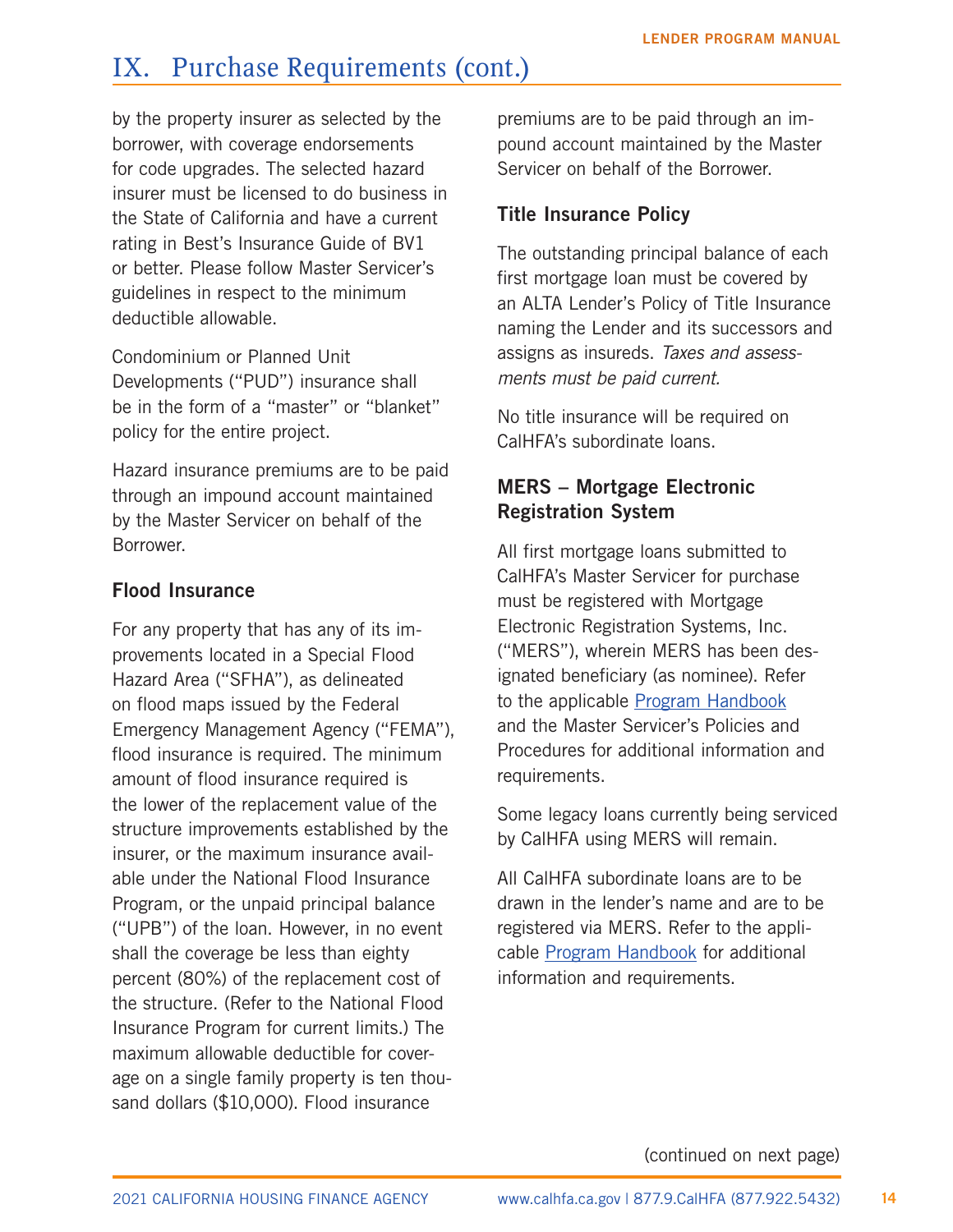# IX. Purchase Requirements (cont.)

by the property insurer as selected by the borrower, with coverage endorsements for code upgrades. The selected hazard insurer must be licensed to do business in the State of California and have a current rating in Best's Insurance Guide of BV1 or better. Please follow Master Servicer's guidelines in respect to the minimum deductible allowable.

Condominium or Planned Unit Developments ("PUD") insurance shall be in the form of a "master" or "blanket" policy for the entire project.

Hazard insurance premiums are to be paid through an impound account maintained by the Master Servicer on behalf of the Borrower.

### Flood Insurance

For any property that has any of its improvements located in a Special Flood Hazard Area ("SFHA"), as delineated on flood maps issued by the Federal Emergency Management Agency ("FEMA"), flood insurance is required. The minimum amount of flood insurance required is the lower of the replacement value of the structure improvements established by the insurer, or the maximum insurance available under the National Flood Insurance Program, or the unpaid principal balance ("UPB") of the loan. However, in no event shall the coverage be less than eighty percent (80%) of the replacement cost of the structure. (Refer to the National Flood Insurance Program for current limits.) The maximum allowable deductible for coverage on a single family property is ten thousand dollars ($10,000). Flood insurance premiums are to be paid through an impound account maintained by the Master Servicer on behalf of the Borrower.

### Title Insurance Policy

The outstanding principal balance of each first mortgage loan must be covered by an ALTA Lender's Policy of Title Insurance naming the Lender and its successors and assigns as insureds. *Taxes and assessments must be paid current.*

No title insurance will be required on CalHFA's subordinate loans.

### MERS – Mortgage Electronic Registration System

All first mortgage loans submitted to CalHFA's Master Servicer for purchase must be registered with Mortgage Electronic Registration Systems, Inc. ("MERS"), wherein MERS has been designated beneficiary (as nominee). Refer to the applicable Program Handbook and the Master Servicer's Policies and Procedures for additional information and requirements.

Some legacy loans currently being serviced by CalHFA using MERS will remain.

All CalHFA subordinate loans are to be drawn in the lender's name and are to be registered via MERS. Refer to the applicable Program Handbook for additional information and requirements.

(continued on next page)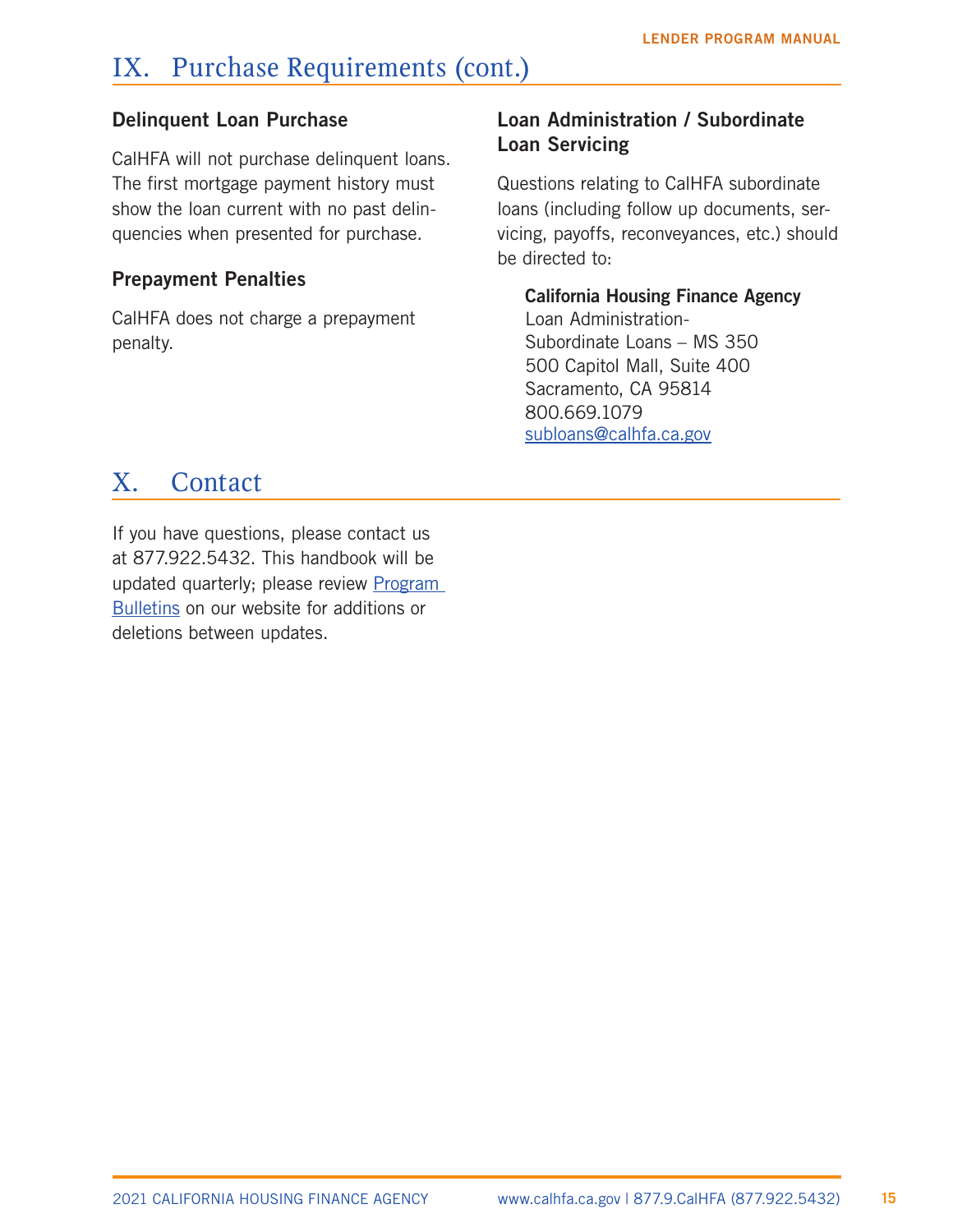# IX. Purchase Requirements (cont.)

### Delinquent Loan Purchase

CalHFA will not purchase delinquent loans. The first mortgage payment history must show the loan current with no past delinquencies when presented for purchase.

### Prepayment Penalties

CalHFA does not charge a prepayment penalty.

### Loan Administration / Subordinate Loan Servicing

Questions relating to CalHFA subordinate loans (including follow up documents, servicing, payoffs, reconveyances, etc.) should be directed to:

**California Housing Finance Agency**
Loan Administration-
Subordinate Loans – MS 350
500 Capitol Mall, Suite 400
Sacramento, CA 95814
800.669.1079
subloans@calhfa.ca.gov

# X. Contact

If you have questions, please contact us at 877.922.5432. This handbook will be updated quarterly; please review Program Bulletins on our website for additions or deletions between updates.